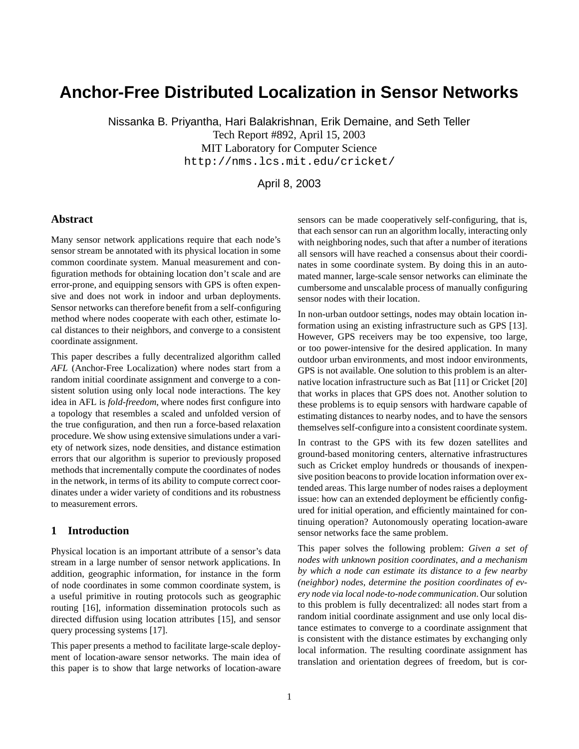# Anchor-Free Distributed Localization in Sensor Networks

Nissanka B. Priyantha, Hari Balakrishnan, Erik Demaine, and Seth Teller
Tech Report #892, April 15, 2003
MIT Laboratory for Computer Science
http://nms.lcs.mit.edu/cricket/

April 8, 2003

## Abstract

Many sensor network applications require that each node's sensor stream be annotated with its physical location in some common coordinate system. Manual measurement and configuration methods for obtaining location don't scale and are error-prone, and equipping sensors with GPS is often expensive and does not work in indoor and urban deployments. Sensor networks can therefore benefit from a self-configuring method where nodes cooperate with each other, estimate local distances to their neighbors, and converge to a consistent coordinate assignment.

This paper describes a fully decentralized algorithm called *AFL* (Anchor-Free Localization) where nodes start from a random initial coordinate assignment and converge to a consistent solution using only local node interactions. The key idea in AFL is *fold-freedom*, where nodes first configure into a topology that resembles a scaled and unfolded version of the true configuration, and then run a force-based relaxation procedure. We show using extensive simulations under a variety of network sizes, node densities, and distance estimation errors that our algorithm is superior to previously proposed methods that incrementally compute the coordinates of nodes in the network, in terms of its ability to compute correct coordinates under a wider variety of conditions and its robustness to measurement errors.

## 1 Introduction

Physical location is an important attribute of a sensor's data stream in a large number of sensor network applications. In addition, geographic information, for instance in the form of node coordinates in some common coordinate system, is a useful primitive in routing protocols such as geographic routing [16], information dissemination protocols such as directed diffusion using location attributes [15], and sensor query processing systems [17].

This paper presents a method to facilitate large-scale deployment of location-aware sensor networks. The main idea of this paper is to show that large networks of location-aware sensors can be made cooperatively self-configuring, that is, that each sensor can run an algorithm locally, interacting only with neighboring nodes, such that after a number of iterations all sensors will have reached a consensus about their coordinates in some coordinate system. By doing this in an automated manner, large-scale sensor networks can eliminate the cumbersome and unscalable process of manually configuring sensor nodes with their location.

In non-urban outdoor settings, nodes may obtain location information using an existing infrastructure such as GPS [13]. However, GPS receivers may be too expensive, too large, or too power-intensive for the desired application. In many outdoor urban environments, and most indoor environments, GPS is not available. One solution to this problem is an alternative location infrastructure such as Bat [11] or Cricket [20] that works in places that GPS does not. Another solution to these problems is to equip sensors with hardware capable of estimating distances to nearby nodes, and to have the sensors themselves self-configure into a consistent coordinate system.

In contrast to the GPS with its few dozen satellites and ground-based monitoring centers, alternative infrastructures such as Cricket employ hundreds or thousands of inexpensive position beacons to provide location information over extended areas. This large number of nodes raises a deployment issue: how can an extended deployment be efficiently configured for initial operation, and efficiently maintained for continuing operation? Autonomously operating location-aware sensor networks face the same problem.

This paper solves the following problem: *Given a set of nodes with unknown position coordinates, and a mechanism by which a node can estimate its distance to a few nearby (neighbor) nodes, determine the position coordinates of every node via local node-to-node communication.* Our solution to this problem is fully decentralized: all nodes start from a random initial coordinate assignment and use only local distance estimates to converge to a coordinate assignment that is consistent with the distance estimates by exchanging only local information. The resulting coordinate assignment has translation and orientation degrees of freedom, but is cor-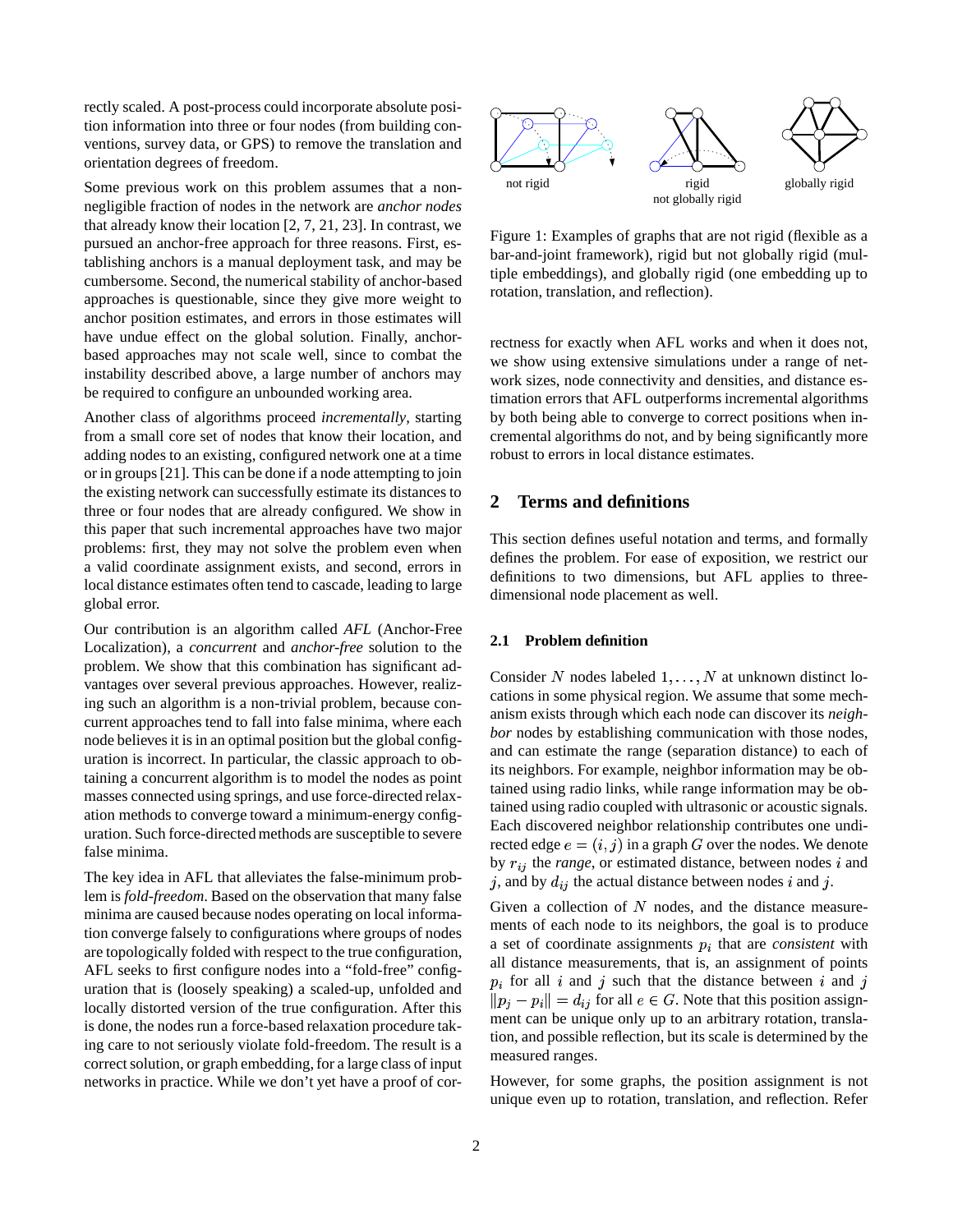rectly scaled. A post-process could incorporate absolute position information into three or four nodes (from building conventions, survey data, or GPS) to remove the translation and orientation degrees of freedom.

Some previous work on this problem assumes that a non-negligible fraction of nodes in the network are *anchor nodes* that already know their location [2, 7, 21, 23]. In contrast, we pursued an anchor-free approach for three reasons. First, establishing anchors is a manual deployment task, and may be cumbersome. Second, the numerical stability of anchor-based approaches is questionable, since they give more weight to anchor position estimates, and errors in those estimates will have undue effect on the global solution. Finally, anchor-based approaches may not scale well, since to combat the instability described above, a large number of anchors may be required to configure an unbounded working area.

Another class of algorithms proceed *incrementally*, starting from a small core set of nodes that know their location, and adding nodes to an existing, configured network one at a time or in groups [21]. This can be done if a node attempting to join the existing network can successfully estimate its distances to three or four nodes that are already configured. We show in this paper that such incremental approaches have two major problems: first, they may not solve the problem even when a valid coordinate assignment exists, and second, errors in local distance estimates often tend to cascade, leading to large global error.

Our contribution is an algorithm called *AFL* (Anchor-Free Localization), a *concurrent* and *anchor-free* solution to the problem. We show that this combination has significant advantages over several previous approaches. However, realizing such an algorithm is a non-trivial problem, because concurrent approaches tend to fall into false minima, where each node believes it is in an optimal position but the global configuration is incorrect. In particular, the classic approach to obtaining a concurrent algorithm is to model the nodes as point masses connected using springs, and use force-directed relaxation methods to converge toward a minimum-energy configuration. Such force-directed methods are susceptible to severe false minima.

The key idea in AFL that alleviates the false-minimum problem is *fold-freedom*. Based on the observation that many false minima are caused because nodes operating on local information converge falsely to configurations where groups of nodes are topologically folded with respect to the true configuration, AFL seeks to first configure nodes into a "fold-free" configuration that is (loosely speaking) a scaled-up, unfolded and locally distorted version of the true configuration. After this is done, the nodes run a force-based relaxation procedure taking care to not seriously violate fold-freedom. The result is a correct solution, or graph embedding, for a large class of input networks in practice. While we don't yet have a proof of correctness for exactly when AFL works and when it does not, we show using extensive simulations under a range of network sizes, node connectivity and densities, and distance estimation errors that AFL outperforms incremental algorithms by both being able to converge to correct positions when incremental algorithms do not, and by being significantly more robust to errors in local distance estimates.

Figure 1: Examples of graphs that are not rigid (flexible as a bar-and-joint framework), rigid but not globally rigid (multiple embeddings), and globally rigid (one embedding up to rotation, translation, and reflection).

## 2 Terms and definitions

This section defines useful notation and terms, and formally defines the problem. For ease of exposition, we restrict our definitions to two dimensions, but AFL applies to three-dimensional node placement as well.

### 2.1 Problem definition

Consider $N$ nodes labeled $1, \ldots, N$ at unknown distinct locations in some physical region. We assume that some mechanism exists through which each node can discover its *neighbor* nodes by establishing communication with those nodes, and can estimate the range (separation distance) to each of its neighbors. For example, neighbor information may be obtained using radio links, while range information may be obtained using radio coupled with ultrasonic or acoustic signals. Each discovered neighbor relationship contributes one undirected edge $e = (i, j)$ in a graph $G$ over the nodes. We denote by $r_{ij}$ the *range*, or estimated distance, between nodes $i$ and $j$, and by $d_{ij}$ the actual distance between nodes $i$ and $j$.

Given a collection of $N$ nodes, and the distance measurements of each node to its neighbors, the goal is to produce a set of coordinate assignments $p_i$ that are *consistent* with all distance measurements, that is, an assignment of points $p_i$ for all $i$ and $j$ such that the distance between $i$ and $j$ $\|p_j - p_i\| = d_{ij}$ for all $e \in G$. Note that this position assignment can be unique only up to an arbitrary rotation, translation, and possible reflection, but its scale is determined by the measured ranges.

However, for some graphs, the position assignment is not unique even up to rotation, translation, and reflection. Refer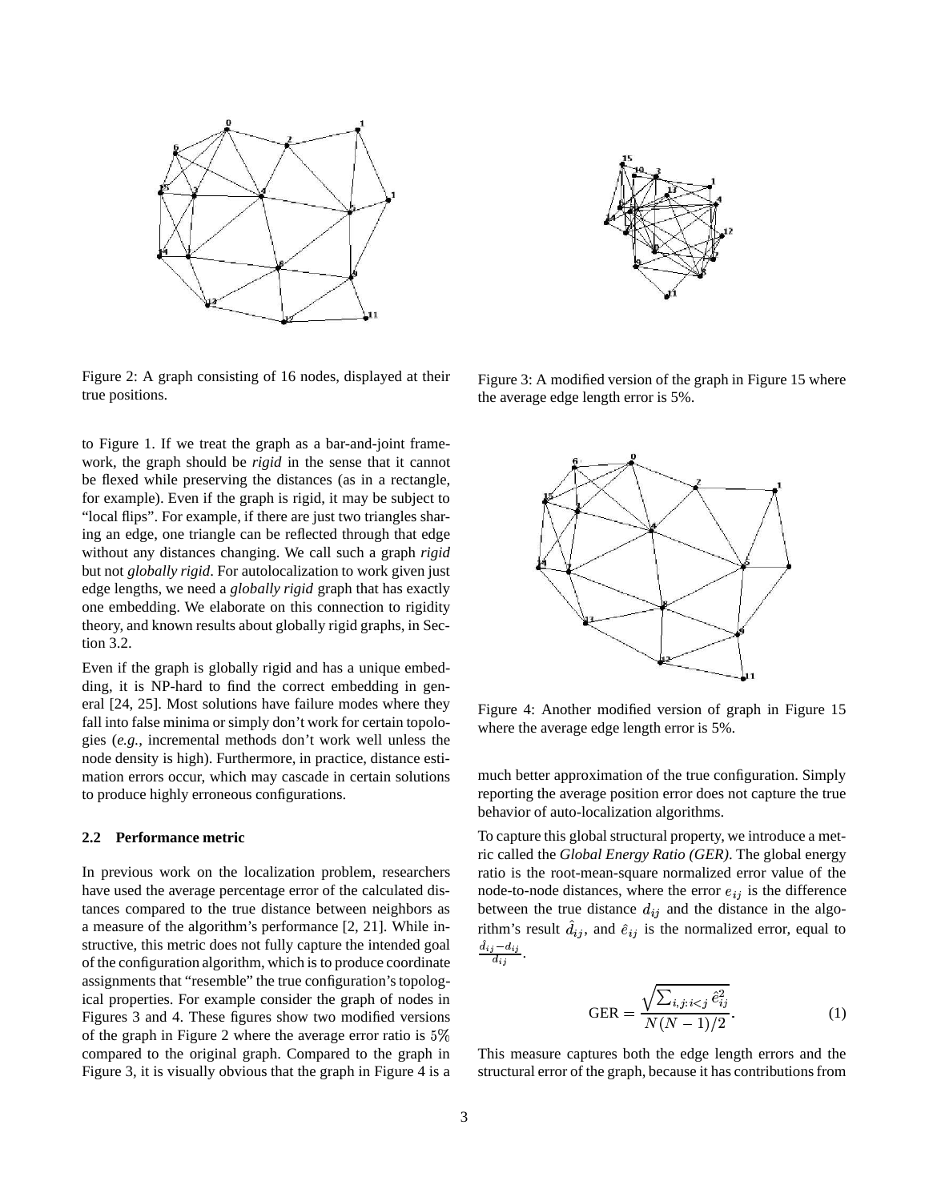Figure 2: A graph consisting of 16 nodes, displayed at their true positions.

Figure 3: A modified version of the graph in Figure 15 where the average edge length error is 5%.

to Figure 1. If we treat the graph as a bar-and-joint framework, the graph should be *rigid* in the sense that it cannot be flexed while preserving the distances (as in a rectangle, for example). Even if the graph is rigid, it may be subject to "local flips". For example, if there are just two triangles sharing an edge, one triangle can be reflected through that edge without any distances changing. We call such a graph *rigid* but not *globally rigid*. For autolocalization to work given just edge lengths, we need a *globally rigid* graph that has exactly one embedding. We elaborate on this connection to rigidity theory, and known results about globally rigid graphs, in Section 3.2.

Even if the graph is globally rigid and has a unique embedding, it is NP-hard to find the correct embedding in general [24, 25]. Most solutions have failure modes where they fall into false minima or simply don't work for certain topologies (*e.g.*, incremental methods don't work well unless the node density is high). Furthermore, in practice, distance estimation errors occur, which may cascade in certain solutions to produce highly erroneous configurations.

### 2.2 Performance metric

In previous work on the localization problem, researchers have used the average percentage error of the calculated distances compared to the true distance between neighbors as a measure of the algorithm's performance [2, 21]. While instructive, this metric does not fully capture the intended goal of the configuration algorithm, which is to produce coordinate assignments that "resemble" the true configuration's topological properties. For example consider the graph of nodes in Figures 3 and 4. These figures show two modified versions of the graph in Figure 2 where the average error ratio is $5\%$ compared to the original graph. Compared to the graph in Figure 3, it is visually obvious that the graph in Figure 4 is a much better approximation of the true configuration. Simply reporting the average position error does not capture the true behavior of auto-localization algorithms.

Figure 4: Another modified version of graph in Figure 15 where the average edge length error is 5%.

To capture this global structural property, we introduce a metric called the *Global Energy Ratio (GER)*. The global energy ratio is the root-mean-square normalized error value of the node-to-node distances, where the error $e_{ij}$ is the difference between the true distance $d_{ij}$ and the distance in the algorithm's result $\hat{d}_{ij}$, and $\hat{e}_{ij}$ is the normalized error, equal to $\frac{\hat{d}_{ij}-d_{ij}}{d_{ij}}$.

$$\text{GER} = \frac{\sqrt{\sum_{i,j:i<j} \hat{e}_{ij}^2}}{N(N-1)/2}. \tag{1}$$

This measure captures both the edge length errors and the structural error of the graph, because it has contributions from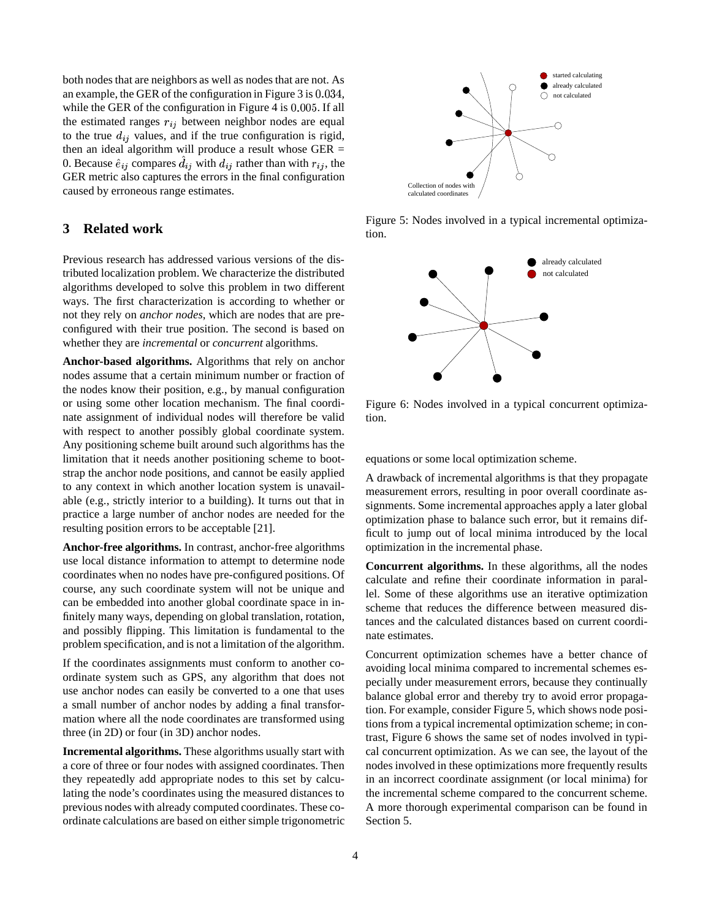both nodes that are neighbors as well as nodes that are not. As an example, the GER of the configuration in Figure 3 is $0.034$, while the GER of the configuration in Figure 4 is $0.005$. If all the estimated ranges $r_{ij}$ between neighbor nodes are equal to the true $d_{ij}$ values, and if the true configuration is rigid, then an ideal algorithm will produce a result whose GER = 0. Because $\hat{e}_{ij}$ compares $\hat{d}_{ij}$ with $d_{ij}$ rather than with $r_{ij}$, the GER metric also captures the errors in the final configuration caused by erroneous range estimates.

## 3 Related work

Previous research has addressed various versions of the distributed localization problem. We characterize the distributed algorithms developed to solve this problem in two different ways. The first characterization is according to whether or not they rely on *anchor nodes*, which are nodes that are preconfigured with their true position. The second is based on whether they are *incremental* or *concurrent* algorithms.

**Anchor-based algorithms.** Algorithms that rely on anchor nodes assume that a certain minimum number or fraction of the nodes know their position, e.g., by manual configuration or using some other location mechanism. The final coordinate assignment of individual nodes will therefore be valid with respect to another possibly global coordinate system. Any positioning scheme built around such algorithms has the limitation that it needs another positioning scheme to bootstrap the anchor node positions, and cannot be easily applied to any context in which another location system is unavailable (e.g., strictly interior to a building). It turns out that in practice a large number of anchor nodes are needed for the resulting position errors to be acceptable [21].

**Anchor-free algorithms.** In contrast, anchor-free algorithms use local distance information to attempt to determine node coordinates when no nodes have pre-configured positions. Of course, any such coordinate system will not be unique and can be embedded into another global coordinate space in infinitely many ways, depending on global translation, rotation, and possibly flipping. This limitation is fundamental to the problem specification, and is not a limitation of the algorithm.

If the coordinates assignments must conform to another coordinate system such as GPS, any algorithm that does not use anchor nodes can easily be converted to a one that uses a small number of anchor nodes by adding a final transformation where all the node coordinates are transformed using three (in 2D) or four (in 3D) anchor nodes.

**Incremental algorithms.** These algorithms usually start with a core of three or four nodes with assigned coordinates. Then they repeatedly add appropriate nodes to this set by calculating the node's coordinates using the measured distances to previous nodes with already computed coordinates. These coordinate calculations are based on either simple trigonometric equations or some local optimization scheme.

Figure 5: Nodes involved in a typical incremental optimization.

Figure 6: Nodes involved in a typical concurrent optimization.

A drawback of incremental algorithms is that they propagate measurement errors, resulting in poor overall coordinate assignments. Some incremental approaches apply a later global optimization phase to balance such error, but it remains difficult to jump out of local minima introduced by the local optimization in the incremental phase.

**Concurrent algorithms.** In these algorithms, all the nodes calculate and refine their coordinate information in parallel. Some of these algorithms use an iterative optimization scheme that reduces the difference between measured distances and the calculated distances based on current coordinate estimates.

Concurrent optimization schemes have a better chance of avoiding local minima compared to incremental schemes especially under measurement errors, because they continually balance global error and thereby try to avoid error propagation. For example, consider Figure 5, which shows node positions from a typical incremental optimization scheme; in contrast, Figure 6 shows the same set of nodes involved in typical concurrent optimization. As we can see, the layout of the nodes involved in these optimizations more frequently results in an incorrect coordinate assignment (or local minima) for the incremental scheme compared to the concurrent scheme. A more thorough experimental comparison can be found in Section 5.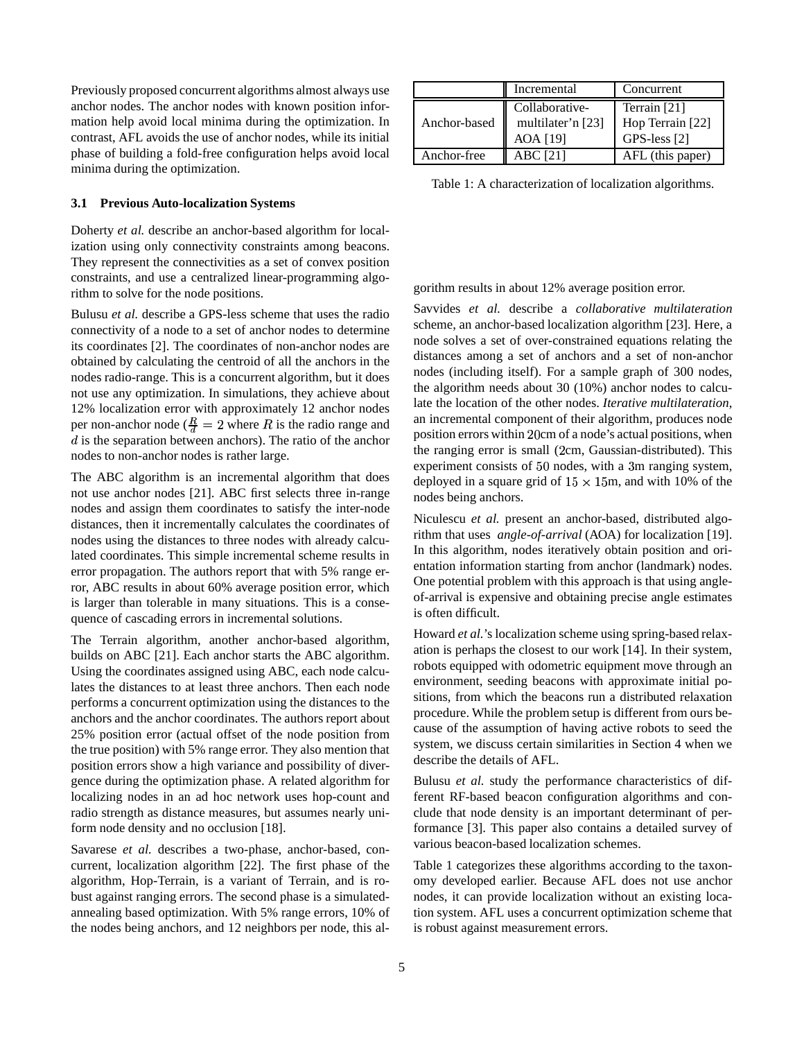Previously proposed concurrent algorithms almost always use anchor nodes. The anchor nodes with known position information help avoid local minima during the optimization. In contrast, AFL avoids the use of anchor nodes, while its initial phase of building a fold-free configuration helps avoid local minima during the optimization.

### 3.1 Previous Auto-localization Systems

Doherty *et al.* describe an anchor-based algorithm for localization using only connectivity constraints among beacons. They represent the connectivities as a set of convex position constraints, and use a centralized linear-programming algorithm to solve for the node positions.

Bulusu *et al.* describe a GPS-less scheme that uses the radio connectivity of a node to a set of anchor nodes to determine its coordinates [2]. The coordinates of non-anchor nodes are obtained by calculating the centroid of all the anchors in the nodes radio-range. This is a concurrent algorithm, but it does not use any optimization. In simulations, they achieve about 12% localization error with approximately 12 anchor nodes per non-anchor node ($\frac{R}{d} = 2$ where $R$ is the radio range and $d$ is the separation between anchors). The ratio of the anchor nodes to non-anchor nodes is rather large.

The ABC algorithm is an incremental algorithm that does not use anchor nodes [21]. ABC first selects three in-range nodes and assign them coordinates to satisfy the inter-node distances, then it incrementally calculates the coordinates of nodes using the distances to three nodes with already calculated coordinates. This simple incremental scheme results in error propagation. The authors report that with 5% range error, ABC results in about 60% average position error, which is larger than tolerable in many situations. This is a consequence of cascading errors in incremental solutions.

The Terrain algorithm, another anchor-based algorithm, builds on ABC [21]. Each anchor starts the ABC algorithm. Using the coordinates assigned using ABC, each node calculates the distances to at least three anchors. Then each node performs a concurrent optimization using the distances to the anchors and the anchor coordinates. The authors report about 25% position error (actual offset of the node position from the true position) with 5% range error. They also mention that position errors show a high variance and possibility of divergence during the optimization phase. A related algorithm for localizing nodes in an ad hoc network uses hop-count and radio strength as distance measures, but assumes nearly uniform node density and no occlusion [18].

Savarese *et al.* describes a two-phase, anchor-based, concurrent, localization algorithm [22]. The first phase of the algorithm, Hop-Terrain, is a variant of Terrain, and is robust against ranging errors. The second phase is a simulated-annealing based optimization. With 5% range errors, 10% of the nodes being anchors, and 12 neighbors per node, this algorithm results in about 12% average position error.

Savvides *et al.* describe a *collaborative multilateration* scheme, an anchor-based localization algorithm [23]. Here, a node solves a set of over-constrained equations relating the distances among a set of anchors and a set of non-anchor nodes (including itself). For a sample graph of 300 nodes, the algorithm needs about 30 (10%) anchor nodes to calculate the location of the other nodes. *Iterative multilateration*, an incremental component of their algorithm, produces node position errors within $20$cm of a node's actual positions, when the ranging error is small ($2$cm, Gaussian-distributed). This experiment consists of $50$ nodes, with a $3$m ranging system, deployed in a square grid of $15 \times 15$m, and with 10% of the nodes being anchors.

Niculescu *et al.* present an anchor-based, distributed algorithm that uses *angle-of-arrival* (AOA) for localization [19]. In this algorithm, nodes iteratively obtain position and orientation information starting from anchor (landmark) nodes. One potential problem with this approach is that using angle-of-arrival is expensive and obtaining precise angle estimates is often difficult.

Howard *et al.*'s localization scheme using spring-based relaxation is perhaps the closest to our work [14]. In their system, robots equipped with odometric equipment move through an environment, seeding beacons with approximate initial positions, from which the beacons run a distributed relaxation procedure. While the problem setup is different from ours because of the assumption of having active robots to seed the system, we discuss certain similarities in Section 4 when we describe the details of AFL.

Bulusu *et al.* study the performance characteristics of different RF-based beacon configuration algorithms and conclude that node density is an important determinant of performance [3]. This paper also contains a detailed survey of various beacon-based localization schemes.

Table 1 categorizes these algorithms according to the taxonomy developed earlier. Because AFL does not use anchor nodes, it can provide localization without an existing location system. AFL uses a concurrent optimization scheme that is robust against measurement errors.

| | Incremental | Concurrent |
|---|---|---|
| Anchor-based | Collaborative-multilater'n [23]<br>AOA [19] | Terrain [21]<br>Hop Terrain [22]<br>GPS-less [2] |
| Anchor-free | ABC [21] | AFL (this paper) |

Table 1: A characterization of localization algorithms.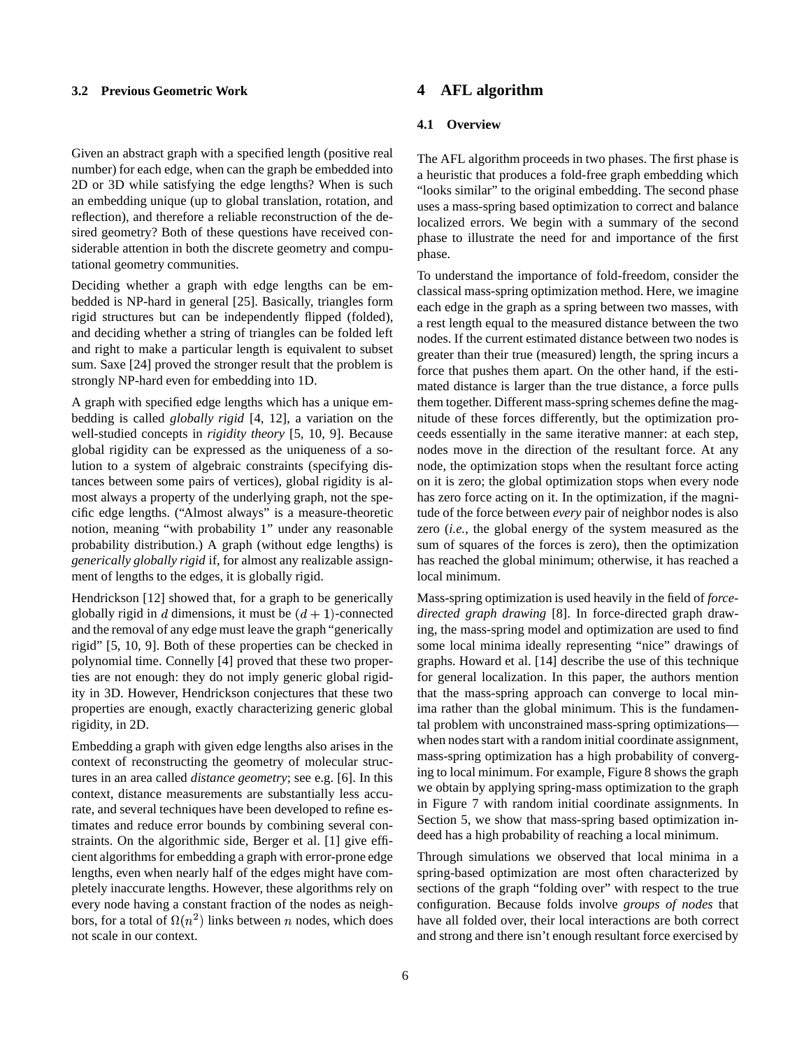### 3.2 Previous Geometric Work

Given an abstract graph with a specified length (positive real number) for each edge, when can the graph be embedded into 2D or 3D while satisfying the edge lengths? When is such an embedding unique (up to global translation, rotation, and reflection), and therefore a reliable reconstruction of the desired geometry? Both of these questions have received considerable attention in both the discrete geometry and computational geometry communities.

Deciding whether a graph with edge lengths can be embedded is NP-hard in general [25]. Basically, triangles form rigid structures but can be independently flipped (folded), and deciding whether a string of triangles can be folded left and right to make a particular length is equivalent to subset sum. Saxe [24] proved the stronger result that the problem is strongly NP-hard even for embedding into 1D.

A graph with specified edge lengths which has a unique embedding is called *globally rigid* [4, 12], a variation on the well-studied concepts in *rigidity theory* [5, 10, 9]. Because global rigidity can be expressed as the uniqueness of a solution to a system of algebraic constraints (specifying distances between some pairs of vertices), global rigidity is almost always a property of the underlying graph, not the specific edge lengths. ("Almost always" is a measure-theoretic notion, meaning "with probability 1" under any reasonable probability distribution.) A graph (without edge lengths) is *generically globally rigid* if, for almost any realizable assignment of lengths to the edges, it is globally rigid.

Hendrickson [12] showed that, for a graph to be generically globally rigid in $d$ dimensions, it must be $(d+1)$-connected and the removal of any edge must leave the graph "generically rigid" [5, 10, 9]. Both of these properties can be checked in polynomial time. Connelly [4] proved that these two properties are not enough: they do not imply generic global rigidity in 3D. However, Hendrickson conjectures that these two properties are enough, exactly characterizing generic global rigidity, in 2D.

Embedding a graph with given edge lengths also arises in the context of reconstructing the geometry of molecular structures in an area called *distance geometry*; see e.g. [6]. In this context, distance measurements are substantially less accurate, and several techniques have been developed to refine estimates and reduce error bounds by combining several constraints. On the algorithmic side, Berger et al. [1] give efficient algorithms for embedding a graph with error-prone edge lengths, even when nearly half of the edges might have completely inaccurate lengths. However, these algorithms rely on every node having a constant fraction of the nodes as neighbors, for a total of $\Omega(n^2)$ links between $n$ nodes, which does not scale in our context.

# 4 AFL algorithm

### 4.1 Overview

The AFL algorithm proceeds in two phases. The first phase is a heuristic that produces a fold-free graph embedding which "looks similar" to the original embedding. The second phase uses a mass-spring based optimization to correct and balance localized errors. We begin with a summary of the second phase to illustrate the need for and importance of the first phase.

To understand the importance of fold-freedom, consider the classical mass-spring optimization method. Here, we imagine each edge in the graph as a spring between two masses, with a rest length equal to the measured distance between the two nodes. If the current estimated distance between two nodes is greater than their true (measured) length, the spring incurs a force that pushes them apart. On the other hand, if the estimated distance is larger than the true distance, a force pulls them together. Different mass-spring schemes define the magnitude of these forces differently, but the optimization proceeds essentially in the same iterative manner: at each step, nodes move in the direction of the resultant force. At any node, the optimization stops when the resultant force acting on it is zero; the global optimization stops when every node has zero force acting on it. In the optimization, if the magnitude of the force between *every* pair of neighbor nodes is also zero (*i.e.*, the global energy of the system measured as the sum of squares of the forces is zero), then the optimization has reached the global minimum; otherwise, it has reached a local minimum.

Mass-spring optimization is used heavily in the field of *force-directed graph drawing* [8]. In force-directed graph drawing, the mass-spring model and optimization are used to find some local minima ideally representing "nice" drawings of graphs. Howard et al. [14] describe the use of this technique for general localization. In this paper, the authors mention that the mass-spring approach can converge to local minima rather than the global minimum. This is the fundamental problem with unconstrained mass-spring optimizations—when nodes start with a random initial coordinate assignment, mass-spring optimization has a high probability of converging to local minimum. For example, Figure 8 shows the graph we obtain by applying spring-mass optimization to the graph in Figure 7 with random initial coordinate assignments. In Section 5, we show that mass-spring based optimization indeed has a high probability of reaching a local minimum.

Through simulations we observed that local minima in a spring-based optimization are most often characterized by sections of the graph "folding over" with respect to the true configuration. Because folds involve *groups of nodes* that have all folded over, their local interactions are both correct and strong and there isn't enough resultant force exercised by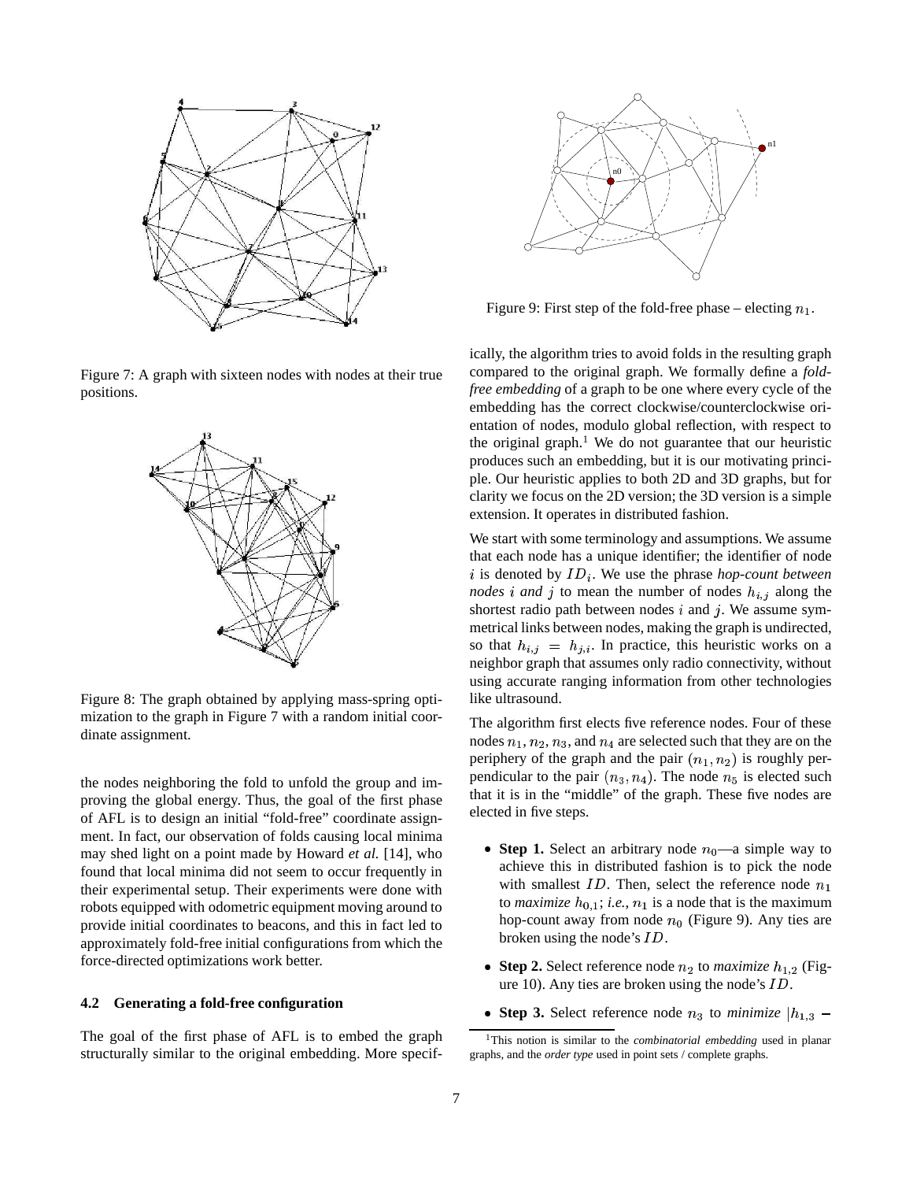Figure 7: A graph with sixteen nodes with nodes at their true positions.

Figure 8: The graph obtained by applying mass-spring optimization to the graph in Figure 7 with a random initial coordinate assignment.

the nodes neighboring the fold to unfold the group and improving the global energy. Thus, the goal of the first phase of AFL is to design an initial "fold-free" coordinate assignment. In fact, our observation of folds causing local minima may shed light on a point made by Howard *et al.* [14], who found that local minima did not seem to occur frequently in their experimental setup. Their experiments were done with robots equipped with odometric equipment moving around to provide initial coordinates to beacons, and this in fact led to approximately fold-free initial configurations from which the force-directed optimizations work better.

### 4.2 Generating a fold-free configuration

The goal of the first phase of AFL is to embed the graph structurally similar to the original embedding. More specifically, the algorithm tries to avoid folds in the resulting graph compared to the original graph. We formally define a *fold-free embedding* of a graph to be one where every cycle of the embedding has the correct clockwise/counterclockwise orientation of nodes, modulo global reflection, with respect to the original graph.[1] We do not guarantee that our heuristic produces such an embedding, but it is our motivating principle. Our heuristic applies to both 2D and 3D graphs, but for clarity we focus on the 2D version; the 3D version is a simple extension. It operates in distributed fashion.

Figure 9: First step of the fold-free phase – electing $n_1$.

We start with some terminology and assumptions. We assume that each node has a unique identifier; the identifier of node $i$ is denoted by $ID_i$. We use the phrase *hop-count between nodes $i$ and $j$* to mean the number of nodes $h_{i,j}$ along the shortest radio path between nodes $i$ and $j$. We assume symmetrical links between nodes, making the graph is undirected, so that $h_{i,j} = h_{j,i}$. In practice, this heuristic works on a neighbor graph that assumes only radio connectivity, without using accurate ranging information from other technologies like ultrasound.

The algorithm first elects five reference nodes. Four of these nodes $n_1, n_2, n_3$, and $n_4$ are selected such that they are on the periphery of the graph and the pair $(n_1, n_2)$ is roughly perpendicular to the pair $(n_3, n_4)$. The node $n_5$ is elected such that it is in the "middle" of the graph. These five nodes are elected in five steps.

- **Step 1.** Select an arbitrary node $n_0$—a simple way to achieve this in distributed fashion is to pick the node with smallest $ID$. Then, select the reference node $n_1$ to *maximize* $h_{0,1}$; *i.e.*, $n_1$ is a node that is the maximum hop-count away from node $n_0$ (Figure 9). Any ties are broken using the node's $ID$.
- **Step 2.** Select reference node $n_2$ to *maximize* $h_{1,2}$ (Figure 10). Any ties are broken using the node's $ID$.
- **Step 3.** Select reference node $n_3$ to *minimize* $|h_{1,3} -$

[1] This notion is similar to the *combinatorial embedding* used in planar graphs, and the *order type* used in point sets / complete graphs.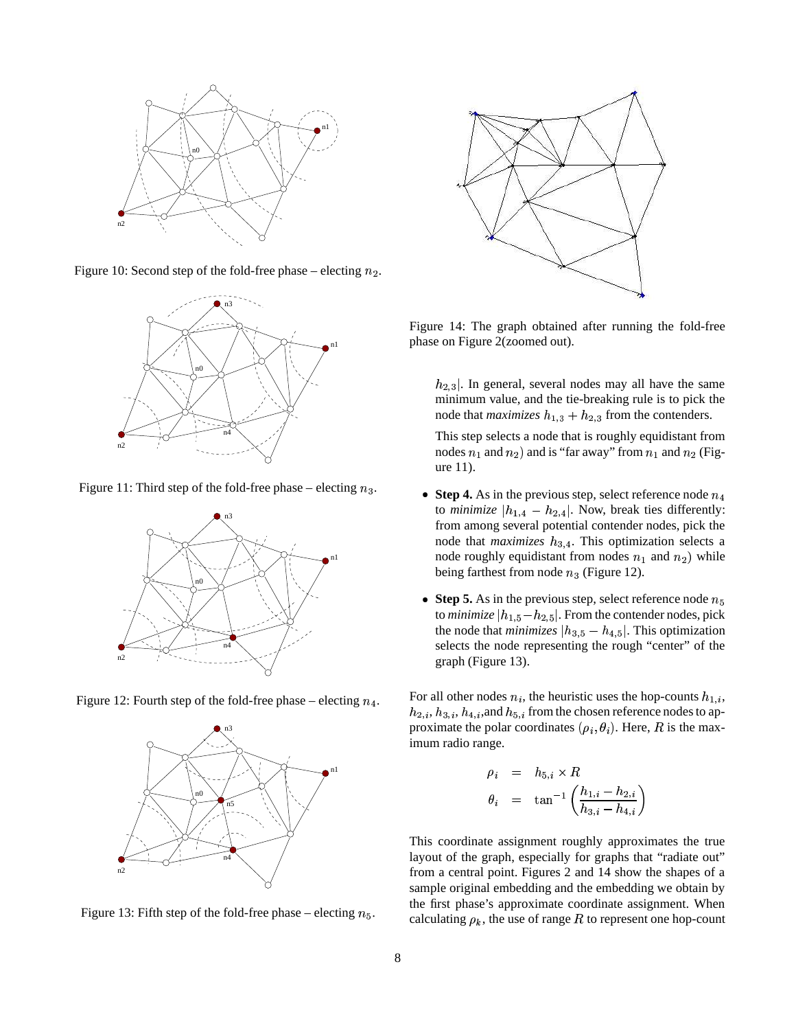Figure 10: Second step of the fold-free phase – electing $n_2$.

Figure 11: Third step of the fold-free phase – electing $n_3$.

Figure 12: Fourth step of the fold-free phase – electing $n_4$.

Figure 13: Fifth step of the fold-free phase – electing $n_5$.

Figure 14: The graph obtained after running the fold-free phase on Figure 2(zoomed out).

$h_{2,3}|$. In general, several nodes may all have the same minimum value, and the tie-breaking rule is to pick the node that *maximizes* $h_{1,3} + h_{2,3}$ from the contenders.

This step selects a node that is roughly equidistant from nodes $n_1$ and $n_2$) and is "far away" from $n_1$ and $n_2$ (Figure 11).

- **Step 4.** As in the previous step, select reference node $n_4$ to *minimize* $|h_{1,4} - h_{2,4}|$. Now, break ties differently: from among several potential contender nodes, pick the node that *maximizes* $h_{3,4}$. This optimization selects a node roughly equidistant from nodes $n_1$ and $n_2$) while being farthest from node $n_3$ (Figure 12).

- **Step 5.** As in the previous step, select reference node $n_5$ to *minimize* $|h_{1,5} - h_{2,5}|$. From the contender nodes, pick the node that *minimizes* $|h_{3,5} - h_{4,5}|$. This optimization selects the node representing the rough "center" of the graph (Figure 13).

For all other nodes $n_i$, the heuristic uses the hop-counts $h_{1,i}$, $h_{2,i}$, $h_{3,i}$, $h_{4,i}$,and $h_{5,i}$ from the chosen reference nodes to approximate the polar coordinates $(\rho_i, \theta_i)$. Here, $R$ is the maximum radio range.

$$
\begin{aligned}
\rho_i &= h_{5,i} \times R \\
\theta_i &= \tan^{-1}\left(\frac{h_{1,i} - h_{2,i}}{h_{3,i} - h_{4,i}}\right)
\end{aligned}
$$

This coordinate assignment roughly approximates the true layout of the graph, especially for graphs that "radiate out" from a central point. Figures 2 and 14 show the shapes of a sample original embedding and the embedding we obtain by the first phase's approximate coordinate assignment. When calculating $\rho_k$, the use of range $R$ to represent one hop-count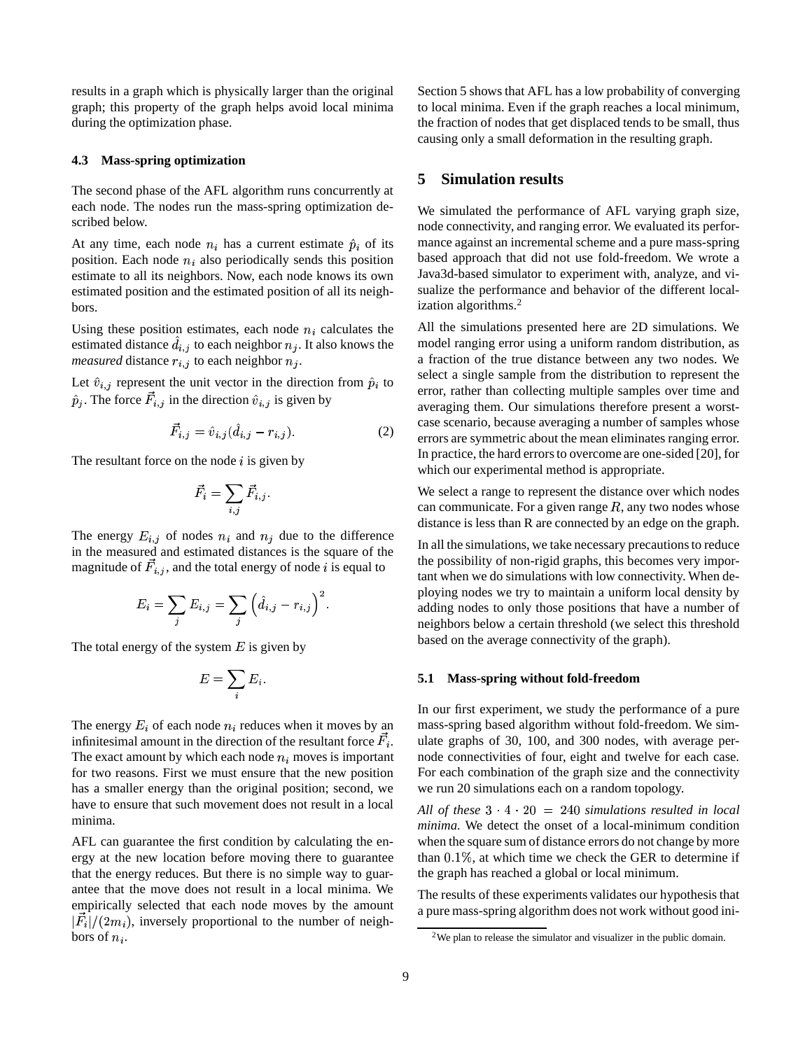results in a graph which is physically larger than the original graph; this property of the graph helps avoid local minima during the optimization phase.

### 4.3 Mass-spring optimization

The second phase of the AFL algorithm runs concurrently at each node. The nodes run the mass-spring optimization described below.

At any time, each node $n_i$ has a current estimate $\hat{p}_i$ of its position. Each node $n_i$ also periodically sends this position estimate to all its neighbors. Now, each node knows its own estimated position and the estimated position of all its neighbors.

Using these position estimates, each node $n_i$ calculates the estimated distance $\hat{d}_{i,j}$ to each neighbor $n_j$. It also knows the *measured* distance $r_{i,j}$ to each neighbor $n_j$.

Let $\hat{v}_{i,j}$ represent the unit vector in the direction from $\hat{p}_i$ to $\hat{p}_j$. The force $\vec{F}_{i,j}$ in the direction $\hat{v}_{i,j}$ is given by

$$\vec{F}_{i,j} = \hat{v}_{i,j}(\hat{d}_{i,j} - r_{i,j}). \tag{2}$$

The resultant force on the node $i$ is given by

$$\vec{F}_i = \sum_{i,j} \vec{F}_{i,j}.$$

The energy $E_{i,j}$ of nodes $n_i$ and $n_j$ due to the difference in the measured and estimated distances is the square of the magnitude of $\vec{F}_{i,j}$, and the total energy of node $i$ is equal to

$$E_i = \sum_j E_{i,j} = \sum_j \left(\hat{d}_{i,j} - r_{i,j}\right)^2.$$

The total energy of the system $E$ is given by

$$E = \sum_i E_i.$$

The energy $E_i$ of each node $n_i$ reduces when it moves by an infinitesimal amount in the direction of the resultant force $\vec{F}_i$. The exact amount by which each node $n_i$ moves is important for two reasons. First we must ensure that the new position has a smaller energy than the original position; second, we have to ensure that such movement does not result in a local minima.

AFL can guarantee the first condition by calculating the energy at the new location before moving there to guarantee that the energy reduces. But there is no simple way to guarantee that the move does not result in a local minima. We empirically selected that each node moves by the amount $|\vec{F}_i|/(2m_i)$, inversely proportional to the number of neighbors of $n_i$.

Section 5 shows that AFL has a low probability of converging to local minima. Even if the graph reaches a local minimum, the fraction of nodes that get displaced tends to be small, thus causing only a small deformation in the resulting graph.

## 5 Simulation results

We simulated the performance of AFL varying graph size, node connectivity, and ranging error. We evaluated its performance against an incremental scheme and a pure mass-spring based approach that did not use fold-freedom. We wrote a Java3d-based simulator to experiment with, analyze, and visualize the performance and behavior of the different localization algorithms.[2]

All the simulations presented here are 2D simulations. We model ranging error using a uniform random distribution, as a fraction of the true distance between any two nodes. We select a single sample from the distribution to represent the error, rather than collecting multiple samples over time and averaging them. Our simulations therefore present a worst-case scenario, because averaging a number of samples whose errors are symmetric about the mean eliminates ranging error. In practice, the hard errors to overcome are one-sided [20], for which our experimental method is appropriate.

We select a range to represent the distance over which nodes can communicate. For a given range $R$, any two nodes whose distance is less than R are connected by an edge on the graph.

In all the simulations, we take necessary precautions to reduce the possibility of non-rigid graphs, this becomes very important when we do simulations with low connectivity. When deploying nodes we try to maintain a uniform local density by adding nodes to only those positions that have a number of neighbors below a certain threshold (we select this threshold based on the average connectivity of the graph).

### 5.1 Mass-spring without fold-freedom

In our first experiment, we study the performance of a pure mass-spring based algorithm without fold-freedom. We simulate graphs of 30, 100, and 300 nodes, with average per-node connectivities of four, eight and twelve for each case. For each combination of the graph size and the connectivity we run 20 simulations each on a random topology.

*All of these* $3 \cdot 4 \cdot 20 = 240$ *simulations resulted in local minima.* We detect the onset of a local-minimum condition when the square sum of distance errors do not change by more than $0.1\%$, at which time we check the GER to determine if the graph has reached a global or local minimum.

The results of these experiments validates our hypothesis that a pure mass-spring algorithm does not work without good ini-

[2] We plan to release the simulator and visualizer in the public domain.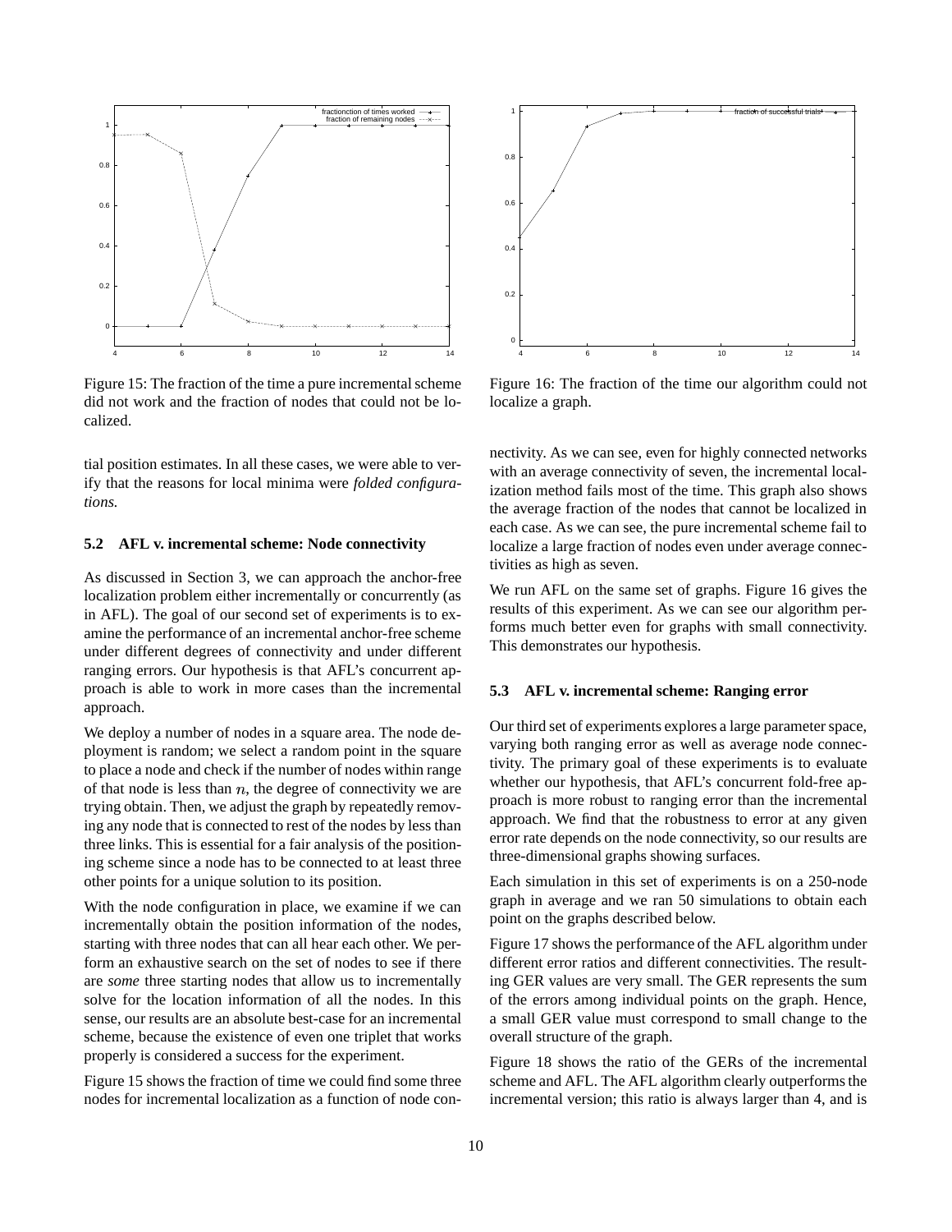Figure 15: The fraction of the time a pure incremental scheme did not work and the fraction of nodes that could not be localized.

Figure 16: The fraction of the time our algorithm could not localize a graph.

tial position estimates. In all these cases, we were able to verify that the reasons for local minima were *folded configurations.*

### 5.2 AFL v. incremental scheme: Node connectivity

As discussed in Section 3, we can approach the anchor-free localization problem either incrementally or concurrently (as in AFL). The goal of our second set of experiments is to examine the performance of an incremental anchor-free scheme under different degrees of connectivity and under different ranging errors. Our hypothesis is that AFL's concurrent approach is able to work in more cases than the incremental approach.

We deploy a number of nodes in a square area. The node deployment is random; we select a random point in the square to place a node and check if the number of nodes within range of that node is less than $n$, the degree of connectivity we are trying obtain. Then, we adjust the graph by repeatedly removing any node that is connected to rest of the nodes by less than three links. This is essential for a fair analysis of the positioning scheme since a node has to be connected to at least three other points for a unique solution to its position.

With the node configuration in place, we examine if we can incrementally obtain the position information of the nodes, starting with three nodes that can all hear each other. We perform an exhaustive search on the set of nodes to see if there are *some* three starting nodes that allow us to incrementally solve for the location information of all the nodes. In this sense, our results are an absolute best-case for an incremental scheme, because the existence of even one triplet that works properly is considered a success for the experiment.

Figure 15 shows the fraction of time we could find some three nodes for incremental localization as a function of node connectivity. As we can see, even for highly connected networks with an average connectivity of seven, the incremental localization method fails most of the time. This graph also shows the average fraction of the nodes that cannot be localized in each case. As we can see, the pure incremental scheme fail to localize a large fraction of nodes even under average connectivities as high as seven.

We run AFL on the same set of graphs. Figure 16 gives the results of this experiment. As we can see our algorithm performs much better even for graphs with small connectivity. This demonstrates our hypothesis.

### 5.3 AFL v. incremental scheme: Ranging error

Our third set of experiments explores a large parameter space, varying both ranging error as well as average node connectivity. The primary goal of these experiments is to evaluate whether our hypothesis, that AFL's concurrent fold-free approach is more robust to ranging error than the incremental approach. We find that the robustness to error at any given error rate depends on the node connectivity, so our results are three-dimensional graphs showing surfaces.

Each simulation in this set of experiments is on a 250-node graph in average and we ran 50 simulations to obtain each point on the graphs described below.

Figure 17 shows the performance of the AFL algorithm under different error ratios and different connectivities. The resulting GER values are very small. The GER represents the sum of the errors among individual points on the graph. Hence, a small GER value must correspond to small change to the overall structure of the graph.

Figure 18 shows the ratio of the GERs of the incremental scheme and AFL. The AFL algorithm clearly outperforms the incremental version; this ratio is always larger than 4, and is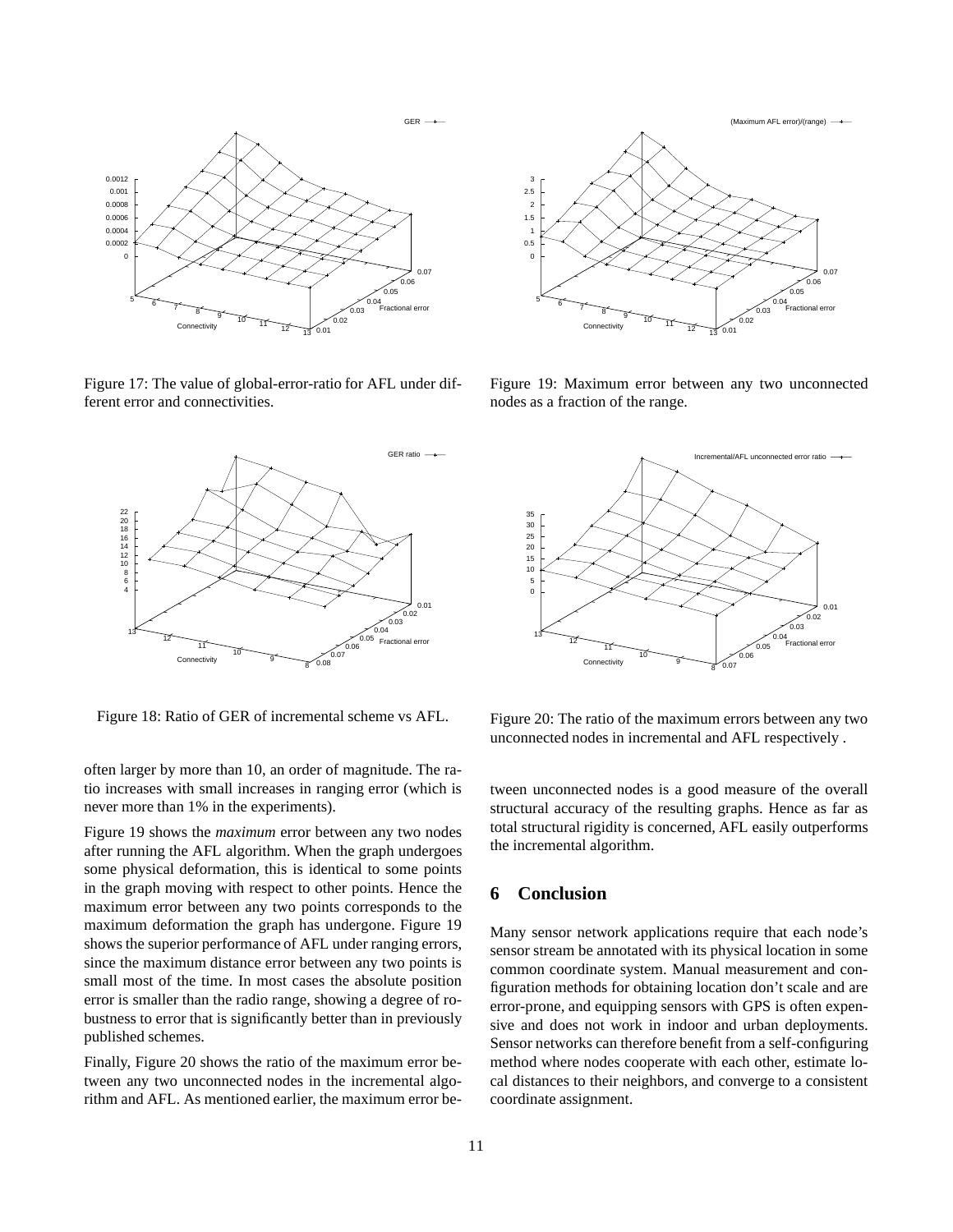Figure 17: The value of global-error-ratio for AFL under different error and connectivities.

Figure 18: Ratio of GER of incremental scheme vs AFL.

often larger by more than 10, an order of magnitude. The ratio increases with small increases in ranging error (which is never more than 1% in the experiments).

Figure 19 shows the *maximum* error between any two nodes after running the AFL algorithm. When the graph undergoes some physical deformation, this is identical to some points in the graph moving with respect to other points. Hence the maximum error between any two points corresponds to the maximum deformation the graph has undergone. Figure 19 shows the superior performance of AFL under ranging errors, since the maximum distance error between any two points is small most of the time. In most cases the absolute position error is smaller than the radio range, showing a degree of robustness to error that is significantly better than in previously published schemes.

Finally, Figure 20 shows the ratio of the maximum error between any two unconnected nodes in the incremental algorithm and AFL. As mentioned earlier, the maximum error between unconnected nodes is a good measure of the overall structural accuracy of the resulting graphs. Hence as far as total structural rigidity is concerned, AFL easily outperforms the incremental algorithm.

Figure 19: Maximum error between any two unconnected nodes as a fraction of the range.

Figure 20: The ratio of the maximum errors between any two unconnected nodes in incremental and AFL respectively .

## 6 Conclusion

Many sensor network applications require that each node's sensor stream be annotated with its physical location in some common coordinate system. Manual measurement and configuration methods for obtaining location don't scale and are error-prone, and equipping sensors with GPS is often expensive and does not work in indoor and urban deployments. Sensor networks can therefore benefit from a self-configuring method where nodes cooperate with each other, estimate local distances to their neighbors, and converge to a consistent coordinate assignment.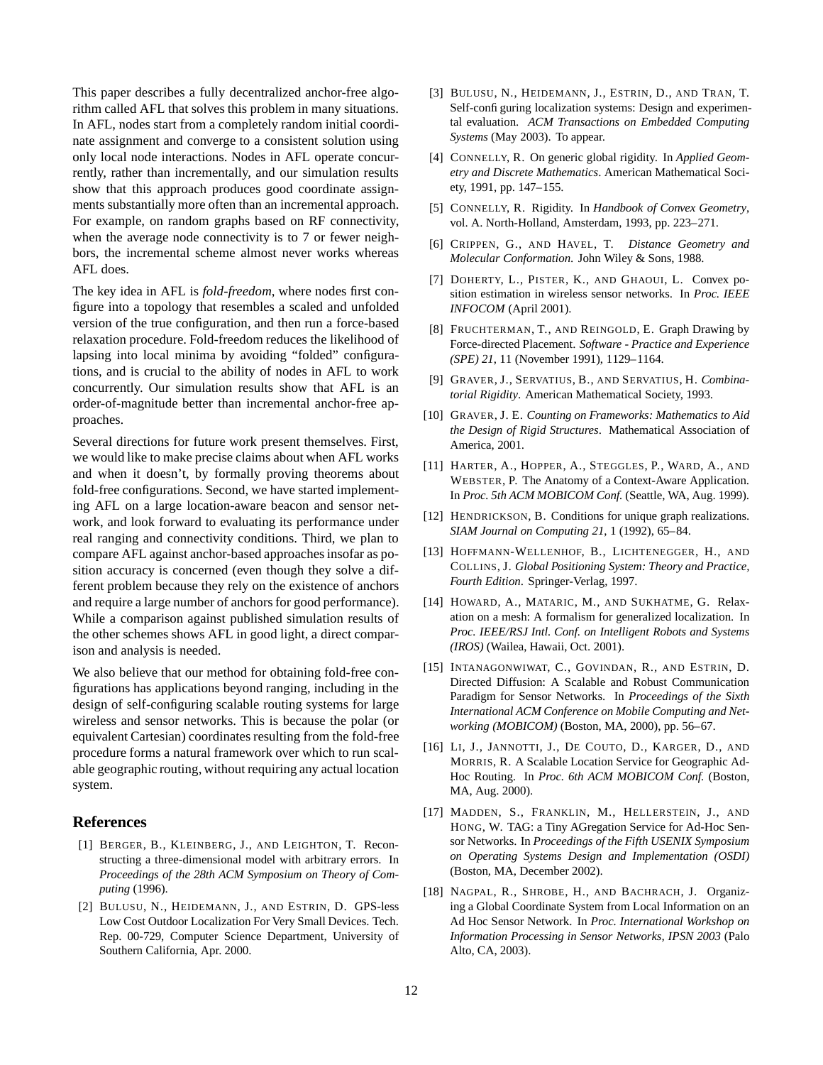This paper describes a fully decentralized anchor-free algorithm called AFL that solves this problem in many situations. In AFL, nodes start from a completely random initial coordinate assignment and converge to a consistent solution using only local node interactions. Nodes in AFL operate concurrently, rather than incrementally, and our simulation results show that this approach produces good coordinate assignments substantially more often than an incremental approach. For example, on random graphs based on RF connectivity, when the average node connectivity is to 7 or fewer neighbors, the incremental scheme almost never works whereas AFL does.

The key idea in AFL is *fold-freedom*, where nodes first configure into a topology that resembles a scaled and unfolded version of the true configuration, and then run a force-based relaxation procedure. Fold-freedom reduces the likelihood of lapsing into local minima by avoiding "folded" configurations, and is crucial to the ability of nodes in AFL to work concurrently. Our simulation results show that AFL is an order-of-magnitude better than incremental anchor-free approaches.

Several directions for future work present themselves. First, we would like to make precise claims about when AFL works and when it doesn't, by formally proving theorems about fold-free configurations. Second, we have started implementing AFL on a large location-aware beacon and sensor network, and look forward to evaluating its performance under real ranging and connectivity conditions. Third, we plan to compare AFL against anchor-based approaches insofar as position accuracy is concerned (even though they solve a different problem because they rely on the existence of anchors and require a large number of anchors for good performance). While a comparison against published simulation results of the other schemes shows AFL in good light, a direct comparison and analysis is needed.

We also believe that our method for obtaining fold-free configurations has applications beyond ranging, including in the design of self-configuring scalable routing systems for large wireless and sensor networks. This is because the polar (or equivalent Cartesian) coordinates resulting from the fold-free procedure forms a natural framework over which to run scalable geographic routing, without requiring any actual location system.

## References

[1] Berger, B., Kleinberg, J., and Leighton, T. Reconstructing a three-dimensional model with arbitrary errors. In *Proceedings of the 28th ACM Symposium on Theory of Computing* (1996).

[2] Bulusu, N., Heidemann, J., and Estrin, D. GPS-less Low Cost Outdoor Localization For Very Small Devices. Tech. Rep. 00-729, Computer Science Department, University of Southern California, Apr. 2000.

[3] Bulusu, N., Heidemann, J., Estrin, D., and Tran, T. Self-configuring localization systems: Design and experimental evaluation. *ACM Transactions on Embedded Computing Systems* (May 2003). To appear.

[4] Connelly, R. On generic global rigidity. In *Applied Geometry and Discrete Mathematics*. American Mathematical Society, 1991, pp. 147–155.

[5] Connelly, R. Rigidity. In *Handbook of Convex Geometry*, vol. A. North-Holland, Amsterdam, 1993, pp. 223–271.

[6] Crippen, G., and Havel, T. *Distance Geometry and Molecular Conformation*. John Wiley & Sons, 1988.

[7] Doherty, L., Pister, K., and Ghaoui, L. Convex position estimation in wireless sensor networks. In *Proc. IEEE INFOCOM* (April 2001).

[8] Fruchterman, T., and Reingold, E. Graph Drawing by Force-directed Placement. *Software - Practice and Experience (SPE) 21*, 11 (November 1991), 1129–1164.

[9] Graver, J., Servatius, B., and Servatius, H. *Combinatorial Rigidity*. American Mathematical Society, 1993.

[10] Graver, J. E. *Counting on Frameworks: Mathematics to Aid the Design of Rigid Structures*. Mathematical Association of America, 2001.

[11] Harter, A., Hopper, A., Steggles, P., Ward, A., and Webster, P. The Anatomy of a Context-Aware Application. In *Proc. 5th ACM MOBICOM Conf.* (Seattle, WA, Aug. 1999).

[12] Hendrickson, B. Conditions for unique graph realizations. *SIAM Journal on Computing 21*, 1 (1992), 65–84.

[13] Hoffmann-Wellenhof, B., Lichtenegger, H., and Collins, J. *Global Positioning System: Theory and Practice, Fourth Edition*. Springer-Verlag, 1997.

[14] Howard, A., Mataric, M., and Sukhatme, G. Relaxation on a mesh: A formalism for generalized localization. In *Proc. IEEE/RSJ Intl. Conf. on Intelligent Robots and Systems (IROS)* (Wailea, Hawaii, Oct. 2001).

[15] Intanagonwiwat, C., Govindan, R., and Estrin, D. Directed Diffusion: A Scalable and Robust Communication Paradigm for Sensor Networks. In *Proceedings of the Sixth International ACM Conference on Mobile Computing and Networking (MOBICOM)* (Boston, MA, 2000), pp. 56–67.

[16] Li, J., Jannotti, J., De Couto, D., Karger, D., and Morris, R. A Scalable Location Service for Geographic Ad-Hoc Routing. In *Proc. 6th ACM MOBICOM Conf.* (Boston, MA, Aug. 2000).

[17] Madden, S., Franklin, M., Hellerstein, J., and Hong, W. TAG: a Tiny AGregation Service for Ad-Hoc Sensor Networks. In *Proceedings of the Fifth USENIX Symposium on Operating Systems Design and Implementation (OSDI)* (Boston, MA, December 2002).

[18] Nagpal, R., Shrobe, H., and Bachrach, J. Organizing a Global Coordinate System from Local Information on an Ad Hoc Sensor Network. In *Proc. International Workshop on Information Processing in Sensor Networks, IPSN 2003* (Palo Alto, CA, 2003).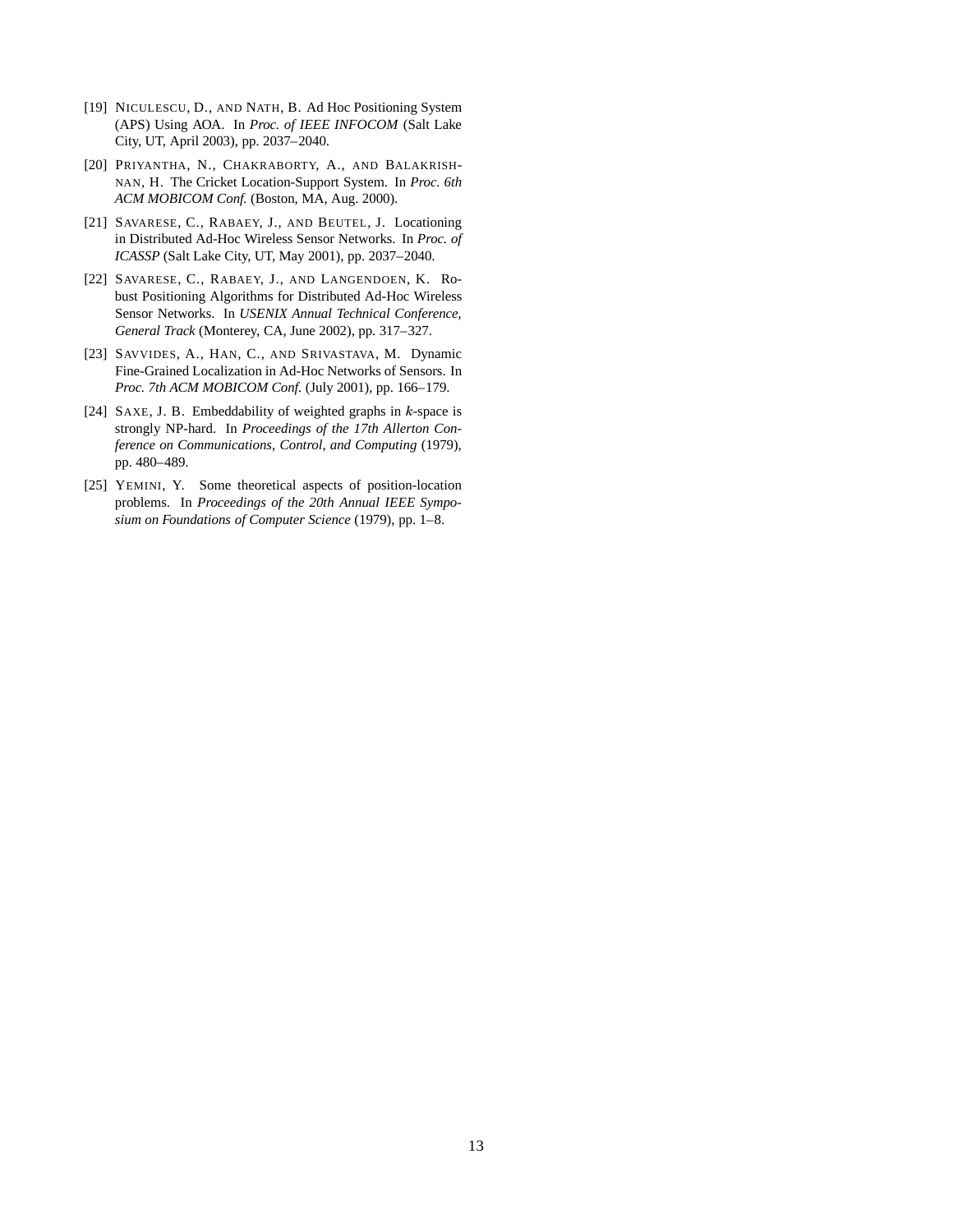[19] NICULESCU, D., AND NATH, B. Ad Hoc Positioning System (APS) Using AOA. In *Proc. of IEEE INFOCOM* (Salt Lake City, UT, April 2003), pp. 2037–2040.

[20] PRIYANTHA, N., CHAKRABORTY, A., AND BALAKRISHNAN, H. The Cricket Location-Support System. In *Proc. 6th ACM MOBICOM Conf.* (Boston, MA, Aug. 2000).

[21] SAVARESE, C., RABAEY, J., AND BEUTEL, J. Locationing in Distributed Ad-Hoc Wireless Sensor Networks. In *Proc. of ICASSP* (Salt Lake City, UT, May 2001), pp. 2037–2040.

[22] SAVARESE, C., RABAEY, J., AND LANGENDOEN, K. Robust Positioning Algorithms for Distributed Ad-Hoc Wireless Sensor Networks. In *USENIX Annual Technical Conference, General Track* (Monterey, CA, June 2002), pp. 317–327.

[23] SAVVIDES, A., HAN, C., AND SRIVASTAVA, M. Dynamic Fine-Grained Localization in Ad-Hoc Networks of Sensors. In *Proc. 7th ACM MOBICOM Conf.* (July 2001), pp. 166–179.

[24] SAXE, J. B. Embeddability of weighted graphs in $k$-space is strongly NP-hard. In *Proceedings of the 17th Allerton Conference on Communications, Control, and Computing* (1979), pp. 480–489.

[25] YEMINI, Y. Some theoretical aspects of position-location problems. In *Proceedings of the 20th Annual IEEE Symposium on Foundations of Computer Science* (1979), pp. 1–8.